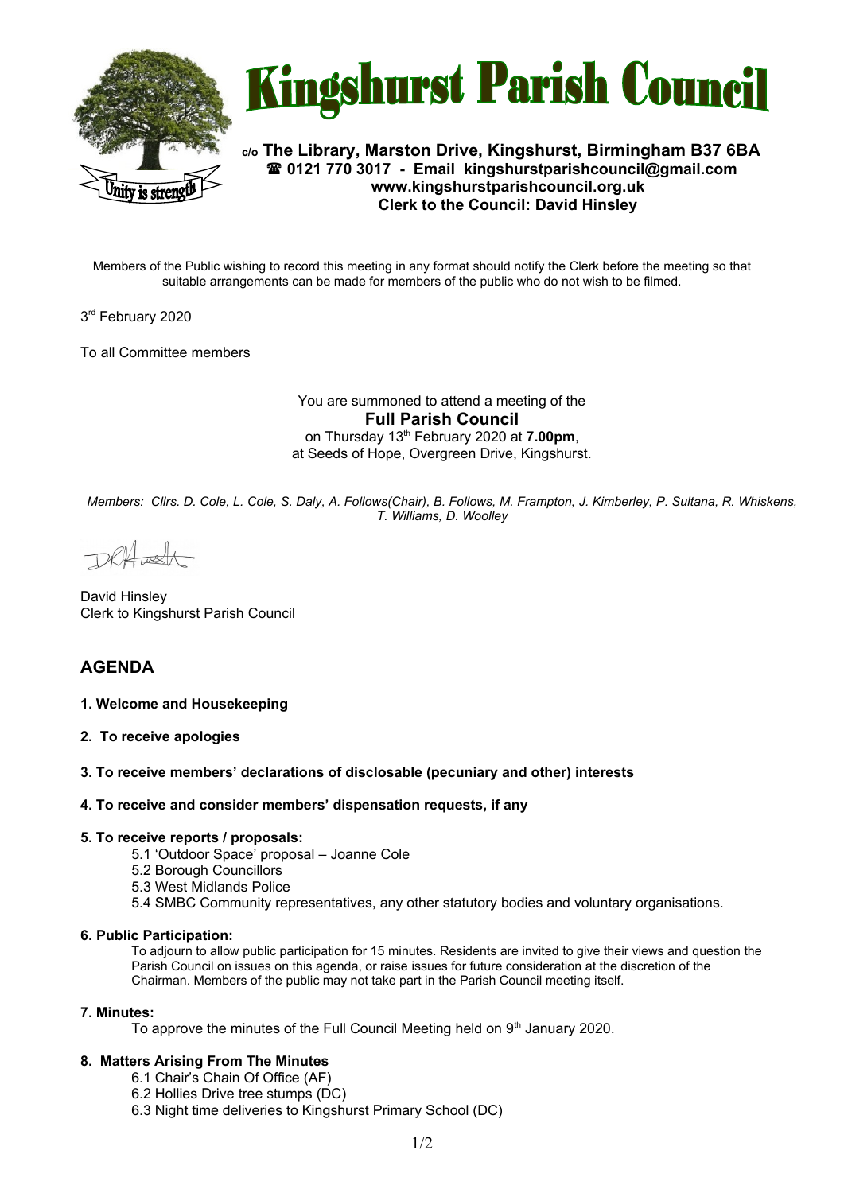# Kingshurst Parish Council

**c/o The Library, Marston Drive, Kingshurst, Birmingham B37 6BA**
**☎ 0121 770 3017 - Email kingshurstparishcouncil@gmail.com**
**www.kingshurstparishcouncil.org.uk**
**Clerk to the Council: David Hinsley**

Members of the Public wishing to record this meeting in any format should notify the Clerk before the meeting so that suitable arrangements can be made for members of the public who do not wish to be filmed.

3rd February 2020

To all Committee members

You are summoned to attend a meeting of the

**Full Parish Council**

on Thursday 13th February 2020 at **7.00pm**,
at Seeds of Hope, Overgreen Drive, Kingshurst.

*Members: Cllrs. D. Cole, L. Cole, S. Daly, A. Follows(Chair), B. Follows, M. Frampton, J. Kimberley, P. Sultana, R. Whiskens, T. Williams, D. Woolley*

David Hinsley
Clerk to Kingshurst Parish Council

## AGENDA

**1. Welcome and Housekeeping**

**2. To receive apologies**

**3. To receive members' declarations of disclosable (pecuniary and other) interests**

**4. To receive and consider members' dispensation requests, if any**

**5. To receive reports / proposals:**

- 5.1 'Outdoor Space' proposal – Joanne Cole
- 5.2 Borough Councillors
- 5.3 West Midlands Police
- 5.4 SMBC Community representatives, any other statutory bodies and voluntary organisations.

**6. Public Participation:**

To adjourn to allow public participation for 15 minutes. Residents are invited to give their views and question the Parish Council on issues on this agenda, or raise issues for future consideration at the discretion of the Chairman. Members of the public may not take part in the Parish Council meeting itself.

**7. Minutes:**

To approve the minutes of the Full Council Meeting held on 9th January 2020.

**8. Matters Arising From The Minutes**

- 6.1 Chair's Chain Of Office (AF)
- 6.2 Hollies Drive tree stumps (DC)
- 6.3 Night time deliveries to Kingshurst Primary School (DC)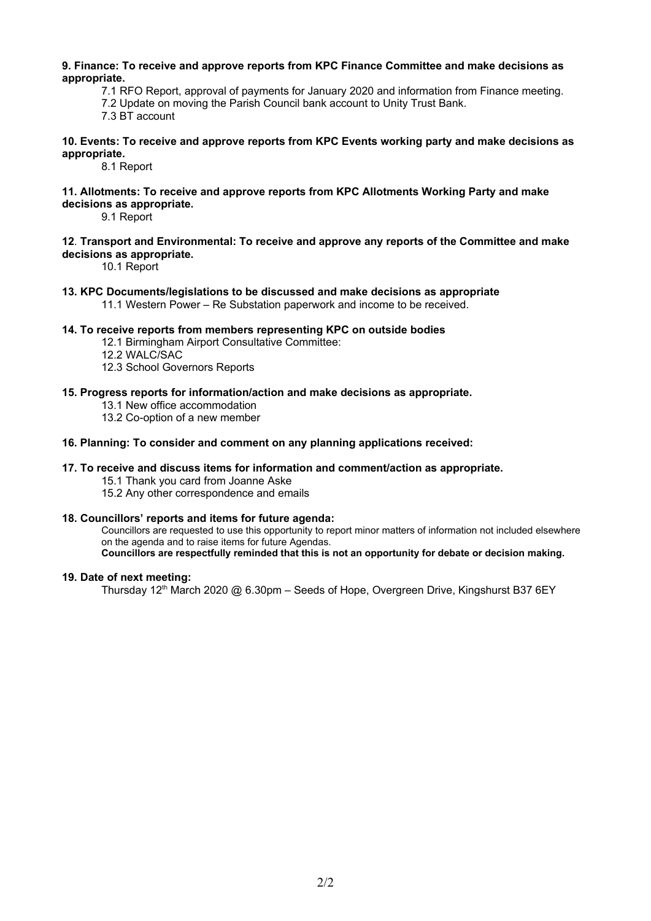**9. Finance: To receive and approve reports from KPC Finance Committee and make decisions as appropriate.**

7.1 RFO Report, approval of payments for January 2020 and information from Finance meeting.
7.2 Update on moving the Parish Council bank account to Unity Trust Bank.
7.3 BT account

**10. Events: To receive and approve reports from KPC Events working party and make decisions as appropriate.**

8.1 Report

**11. Allotments: To receive and approve reports from KPC Allotments Working Party and make decisions as appropriate.**

9.1 Report

**12. Transport and Environmental: To receive and approve any reports of the Committee and make decisions as appropriate.**

10.1 Report

**13. KPC Documents/legislations to be discussed and make decisions as appropriate**

11.1 Western Power – Re Substation paperwork and income to be received.

**14. To receive reports from members representing KPC on outside bodies**

12.1 Birmingham Airport Consultative Committee:
12.2 WALC/SAC
12.3 School Governors Reports

**15. Progress reports for information/action and make decisions as appropriate.**

13.1 New office accommodation
13.2 Co-option of a new member

**16. Planning: To consider and comment on any planning applications received:**

**17. To receive and discuss items for information and comment/action as appropriate.**

15.1 Thank you card from Joanne Aske
15.2 Any other correspondence and emails

**18. Councillors' reports and items for future agenda:**

Councillors are requested to use this opportunity to report minor matters of information not included elsewhere on the agenda and to raise items for future Agendas.
**Councillors are respectfully reminded that this is not an opportunity for debate or decision making.**

**19. Date of next meeting:**

Thursday 12th March 2020 @ 6.30pm – Seeds of Hope, Overgreen Drive, Kingshurst B37 6EY